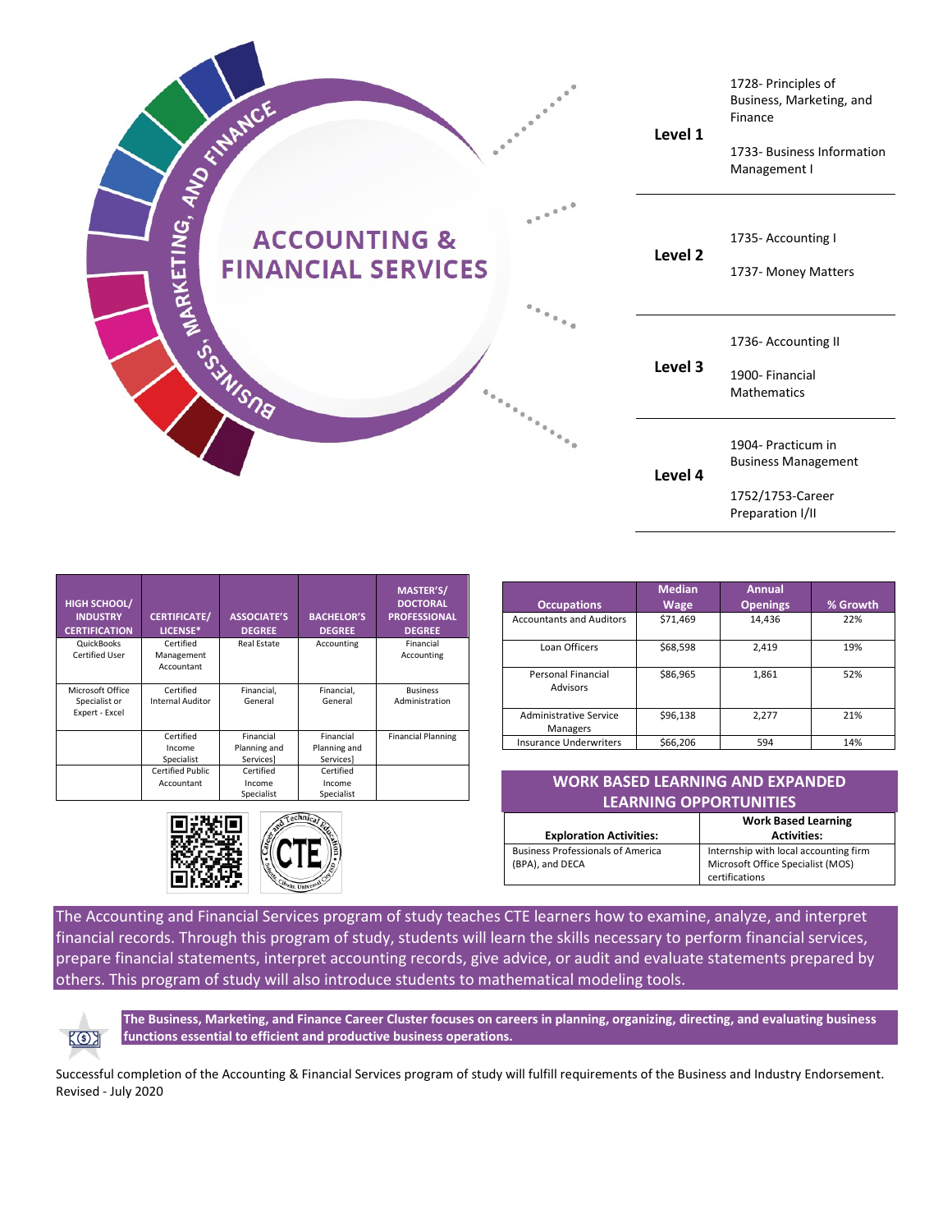# ACCOUNTING & FINANCIAL SERVICES

BUSINESS, MARKETING, AND FINANCE

| Level | Courses |
| --- | --- |
| Level 1 | 1728- Principles of Business, Marketing, and Finance<br>1733- Business Information Management I |
| Level 2 | 1735- Accounting I<br>1737- Money Matters |
| Level 3 | 1736- Accounting II<br>1900- Financial Mathematics |
| Level 4 | 1904- Practicum in Business Management<br>1752/1753-Career Preparation I/II |

| HIGH SCHOOL/ INDUSTRY CERTIFICATION | CERTIFICATE/ LICENSE* | ASSOCIATE'S DEGREE | BACHELOR'S DEGREE | MASTER'S/ DOCTORAL PROFESSIONAL DEGREE |
| --- | --- | --- | --- | --- |
| QuickBooks Certified User | Certified Management Accountant | Real Estate | Accounting | Financial Accounting |
| Microsoft Office Specialist or Expert - Excel | Certified Internal Auditor | Financial, General | Financial, General | Business Administration |
| | Certified Income Specialist | Financial Planning and Services] | Financial Planning and Services] | Financial Planning |
| | Certified Public Accountant | Certified Income Specialist | Certified Income Specialist | |

| Occupations | Median Wage | Annual Openings | % Growth |
| --- | --- | --- | --- |
| Accountants and Auditors | $71,469 | 14,436 | 22% |
| Loan Officers | $68,598 | 2,419 | 19% |
| Personal Financial Advisors | $86,965 | 1,861 | 52% |
| Administrative Service Managers | $96,138 | 2,277 | 21% |
| Insurance Underwriters | $66,206 | 594 | 14% |

## WORK BASED LEARNING AND EXPANDED LEARNING OPPORTUNITIES

| Exploration Activities: | Work Based Learning Activities: |
| --- | --- |
| Business Professionals of America (BPA), and DECA | Internship with local accounting firm<br>Microsoft Office Specialist (MOS) certifications |

The Accounting and Financial Services program of study teaches CTE learners how to examine, analyze, and interpret financial records. Through this program of study, students will learn the skills necessary to perform financial services, prepare financial statements, interpret accounting records, give advice, or audit and evaluate statements prepared by others. This program of study will also introduce students to mathematical modeling tools.

**The Business, Marketing, and Finance Career Cluster focuses on careers in planning, organizing, directing, and evaluating business functions essential to efficient and productive business operations.**

Successful completion of the Accounting & Financial Services program of study will fulfill requirements of the Business and Industry Endorsement.
Revised - July 2020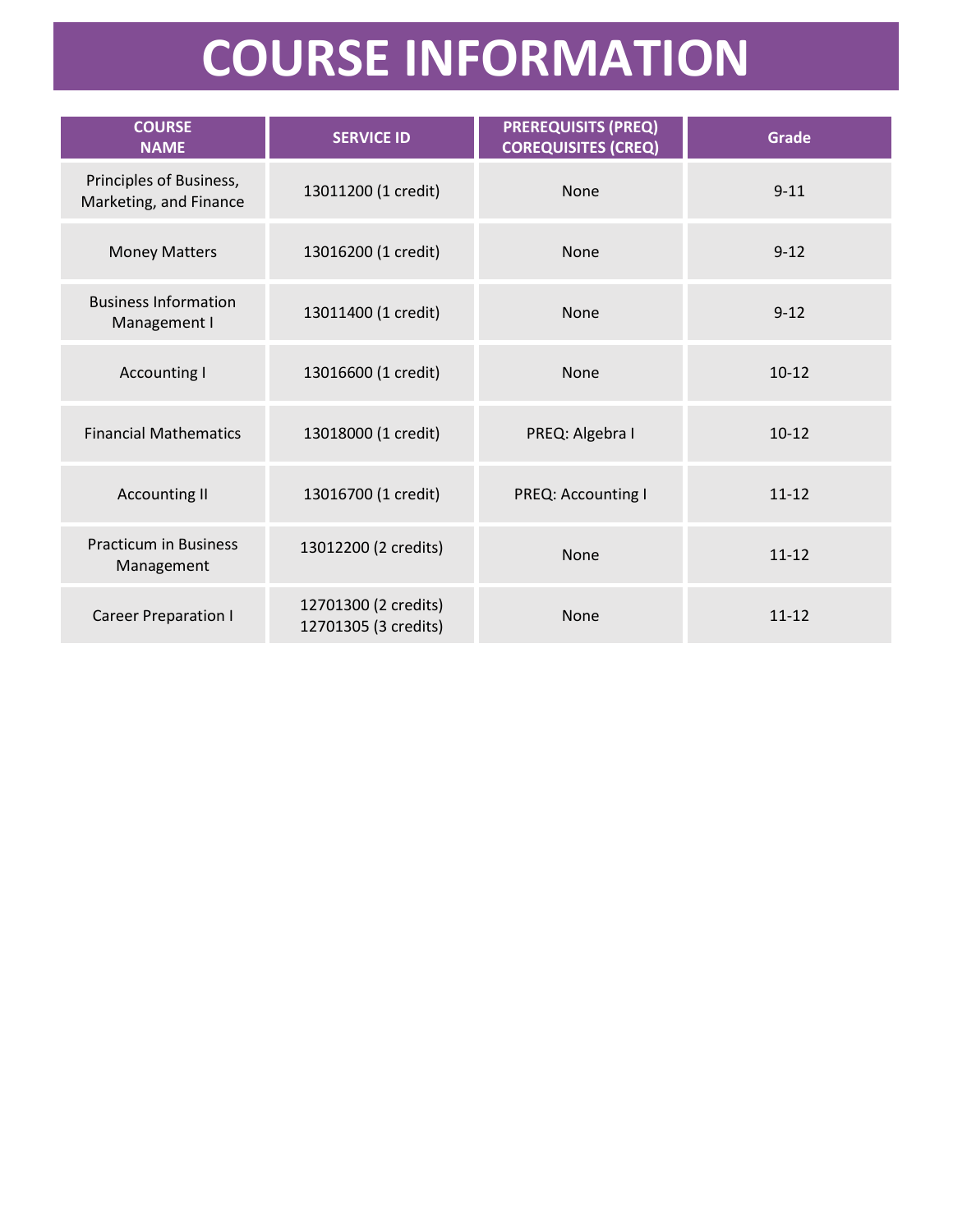# COURSE INFORMATION

| COURSE NAME | SERVICE ID | PREREQUISITS (PREQ) COREQUISITES (CREQ) | Grade |
|---|---|---|---|
| Principles of Business, Marketing, and Finance | 13011200 (1 credit) | None | 9-11 |
| Money Matters | 13016200 (1 credit) | None | 9-12 |
| Business Information Management I | 13011400 (1 credit) | None | 9-12 |
| Accounting I | 13016600 (1 credit) | None | 10-12 |
| Financial Mathematics | 13018000 (1 credit) | PREQ: Algebra I | 10-12 |
| Accounting II | 13016700 (1 credit) | PREQ: Accounting I | 11-12 |
| Practicum in Business Management | 13012200 (2 credits) | None | 11-12 |
| Career Preparation I | 12701300 (2 credits) 12701305 (3 credits) | None | 11-12 |